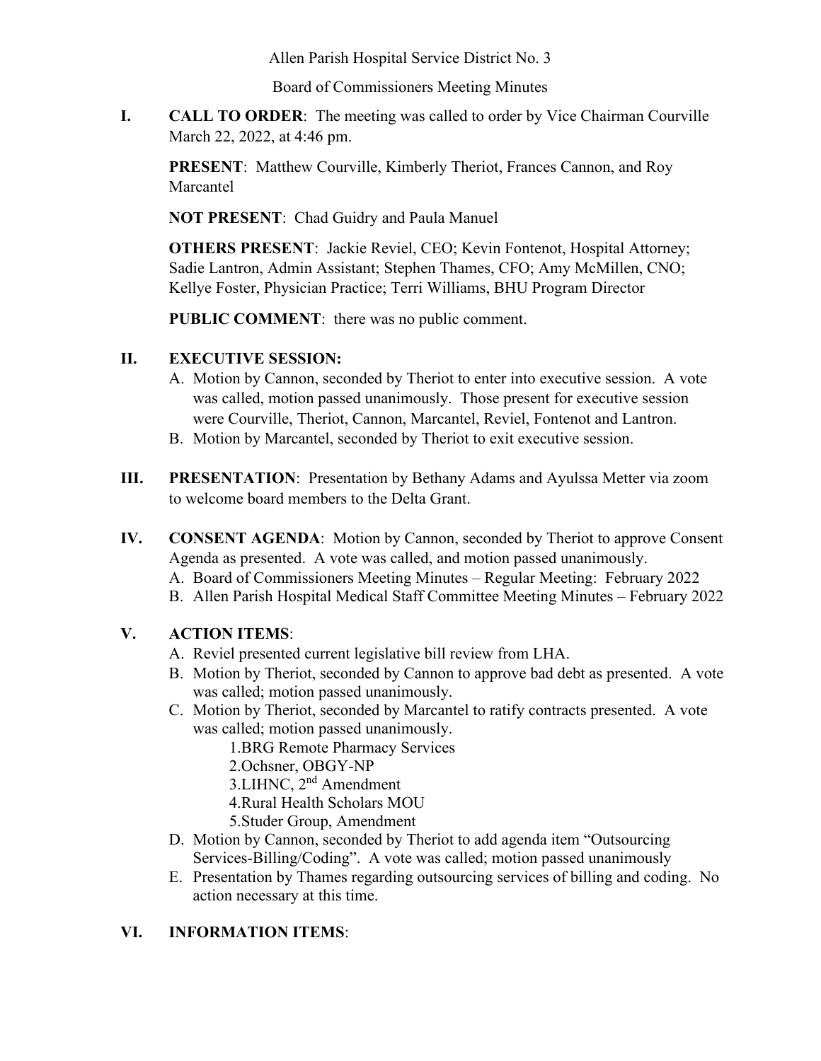Allen Parish Hospital Service District No. 3

Board of Commissioners Meeting Minutes

**I. CALL TO ORDER**: The meeting was called to order by Vice Chairman Courville March 22, 2022, at 4:46 pm.

**PRESENT**: Matthew Courville, Kimberly Theriot, Frances Cannon, and Roy Marcantel

**NOT PRESENT**: Chad Guidry and Paula Manuel

**OTHERS PRESENT**: Jackie Reviel, CEO; Kevin Fontenot, Hospital Attorney; Sadie Lantron, Admin Assistant; Stephen Thames, CFO; Amy McMillen, CNO; Kellye Foster, Physician Practice; Terri Williams, BHU Program Director

**PUBLIC COMMENT**: there was no public comment.

**II. EXECUTIVE SESSION:**

A. Motion by Cannon, seconded by Theriot to enter into executive session. A vote was called, motion passed unanimously. Those present for executive session were Courville, Theriot, Cannon, Marcantel, Reviel, Fontenot and Lantron.

B. Motion by Marcantel, seconded by Theriot to exit executive session.

**III. PRESENTATION**: Presentation by Bethany Adams and Ayulssa Metter via zoom to welcome board members to the Delta Grant.

**IV. CONSENT AGENDA**: Motion by Cannon, seconded by Theriot to approve Consent Agenda as presented. A vote was called, and motion passed unanimously.

A. Board of Commissioners Meeting Minutes – Regular Meeting: February 2022

B. Allen Parish Hospital Medical Staff Committee Meeting Minutes – February 2022

**V. ACTION ITEMS**:

A. Reviel presented current legislative bill review from LHA.

B. Motion by Theriot, seconded by Cannon to approve bad debt as presented. A vote was called; motion passed unanimously.

C. Motion by Theriot, seconded by Marcantel to ratify contracts presented. A vote was called; motion passed unanimously.

1. BRG Remote Pharmacy Services
2. Ochsner, OBGY-NP
3. LIHNC, 2nd Amendment
4. Rural Health Scholars MOU
5. Studer Group, Amendment

D. Motion by Cannon, seconded by Theriot to add agenda item "Outsourcing Services-Billing/Coding". A vote was called; motion passed unanimously

E. Presentation by Thames regarding outsourcing services of billing and coding. No action necessary at this time.

**VI. INFORMATION ITEMS**: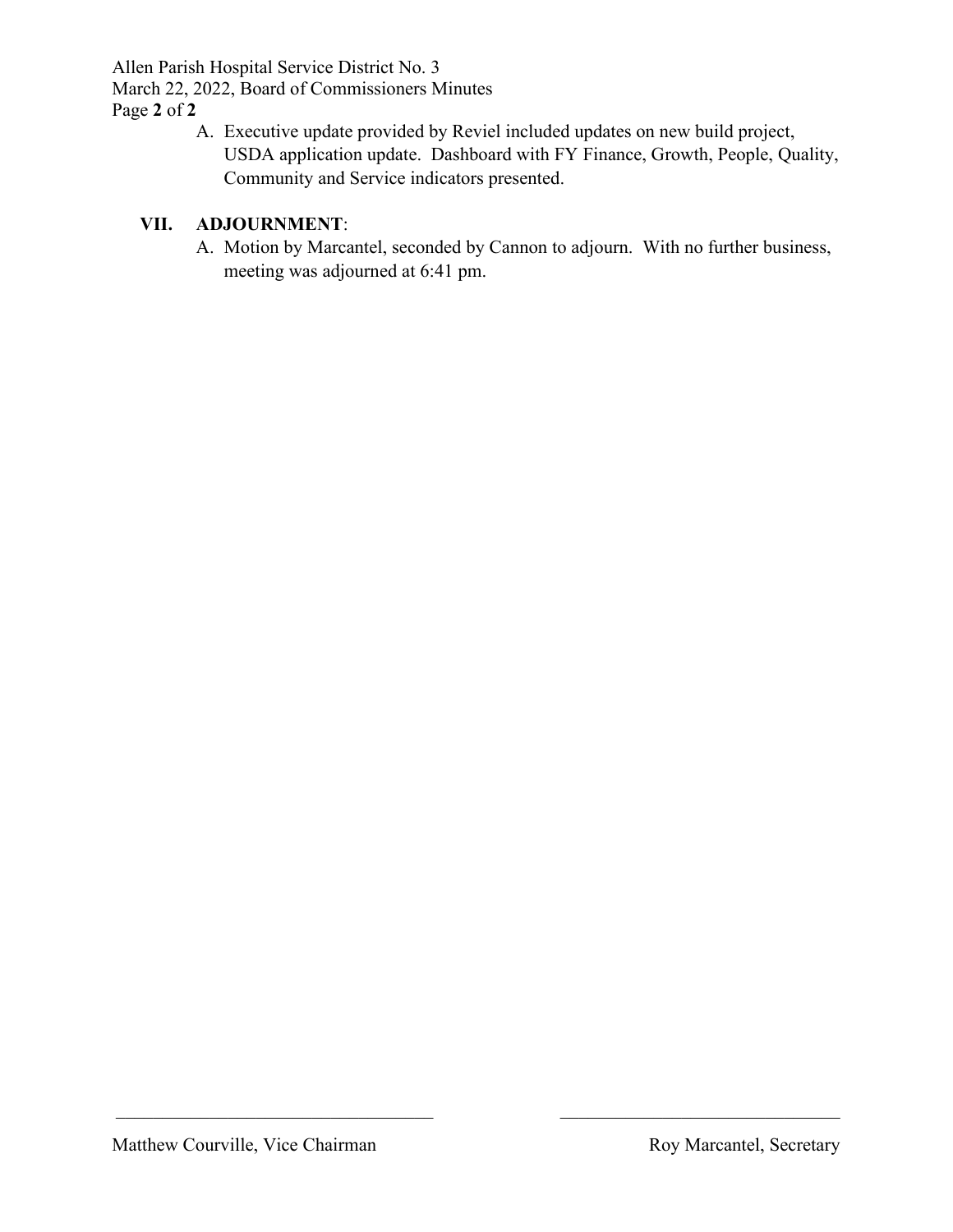A. Executive update provided by Reviel included updates on new build project, USDA application update. Dashboard with FY Finance, Growth, People, Quality, Community and Service indicators presented.

**VII. ADJOURNMENT**:

A. Motion by Marcantel, seconded by Cannon to adjourn. With no further business, meeting was adjourned at 6:41 pm.

\_\_\_\_\_\_\_\_\_\_\_\_\_\_\_\_\_\_\_\_\_\_\_\_\_\_\_\_\_\_\_\_\_\_
Matthew Courville, Vice Chairman

\_\_\_\_\_\_\_\_\_\_\_\_\_\_\_\_\_\_\_\_\_\_\_\_\_\_\_\_\_\_\_\_\_\_
Roy Marcantel, Secretary